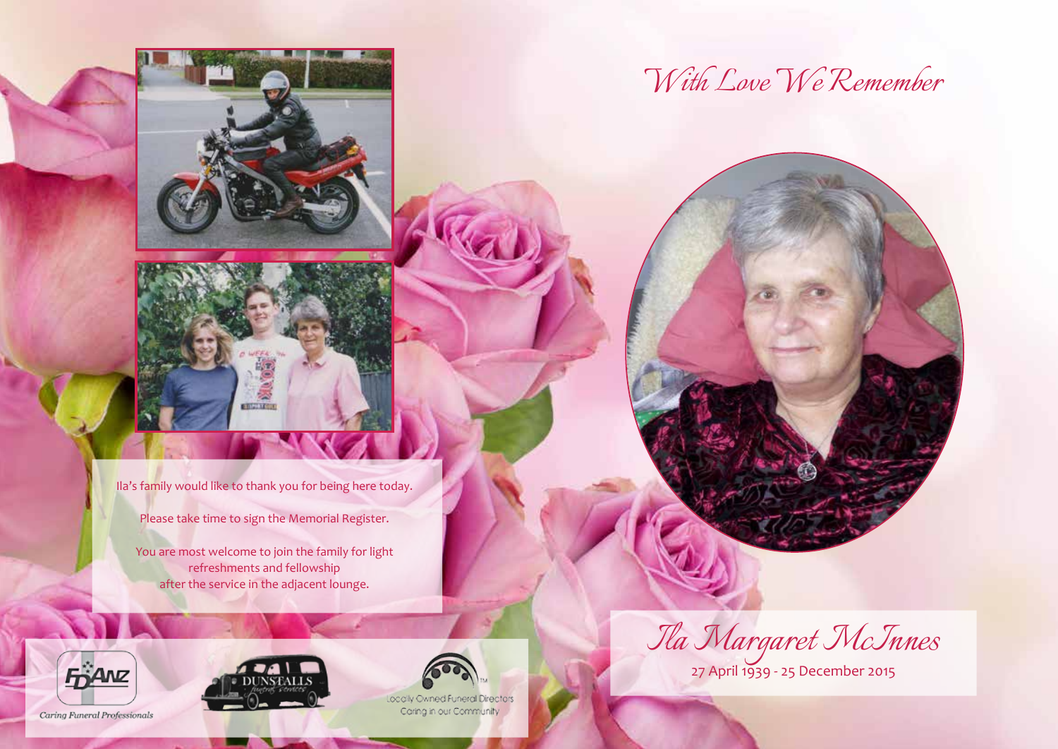# With Love We Remember

## Ila Margaret McInnes

27 April 1939 - 25 December 2015

Ila's family would like to thank you for being here today.

Please take time to sign the Memorial Register.

You are most welcome to join the family for light refreshments and fellowship after the service in the adjacent lounge.

FDANZ
Caring Funeral Professionals

DUNSTALLS
funeral services

Locally Owned Funeral Directors
Caring in our Community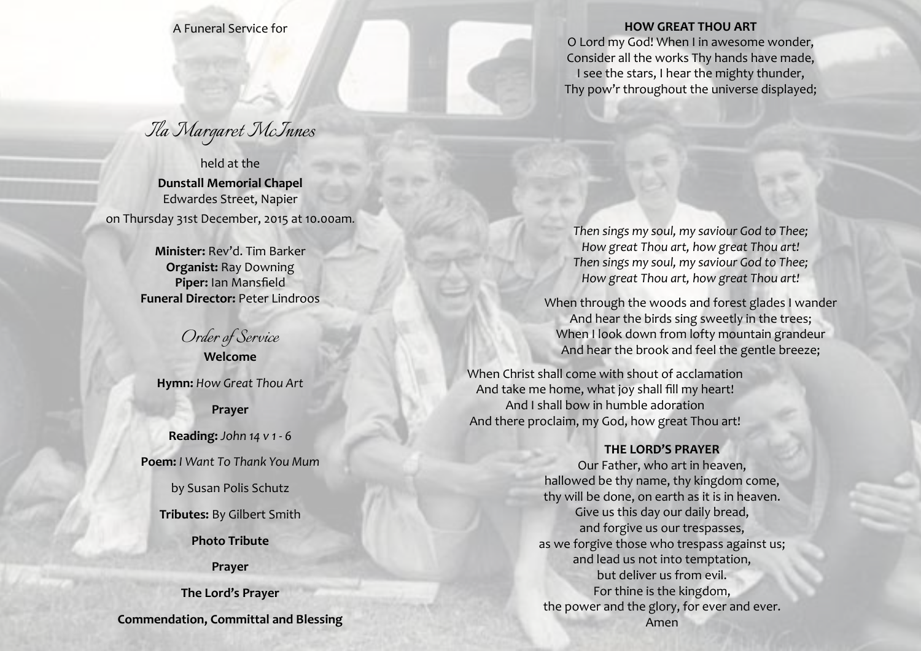A Funeral Service for

# *Ila Margaret McInnes*

held at the

**Dunstall Memorial Chapel**
Edwardes Street, Napier
on Thursday 31st December, 2015 at 10.00am.

**Minister:** Rev'd. Tim Barker
**Organist:** Ray Downing
**Piper:** Ian Mansfield
**Funeral Director:** Peter Lindroos

## *Order of Service*

**Welcome**

**Hymn:** *How Great Thou Art*

**Prayer**

**Reading:** *John 14 v 1 - 6*

**Poem:** *I Want To Thank You Mum*

by Susan Polis Schutz

**Tributes:** By Gilbert Smith

**Photo Tribute**

**Prayer**

**The Lord's Prayer**

**Commendation, Committal and Blessing**

### HOW GREAT THOU ART

O Lord my God! When I in awesome wonder,
Consider all the works Thy hands have made,
I see the stars, I hear the mighty thunder,
Thy pow'r throughout the universe displayed;

*Then sings my soul, my saviour God to Thee;*
*How great Thou art, how great Thou art!*
*Then sings my soul, my saviour God to Thee;*
*How great Thou art, how great Thou art!*

When through the woods and forest glades I wander
And hear the birds sing sweetly in the trees;
When I look down from lofty mountain grandeur
And hear the brook and feel the gentle breeze;

When Christ shall come with shout of acclamation
And take me home, what joy shall fill my heart!
And I shall bow in humble adoration
And there proclaim, my God, how great Thou art!

### THE LORD'S PRAYER

Our Father, who art in heaven,
hallowed be thy name, thy kingdom come,
thy will be done, on earth as it is in heaven.
Give us this day our daily bread,
and forgive us our trespasses,
as we forgive those who trespass against us;
and lead us not into temptation,
but deliver us from evil.
For thine is the kingdom,
the power and the glory, for ever and ever.
Amen